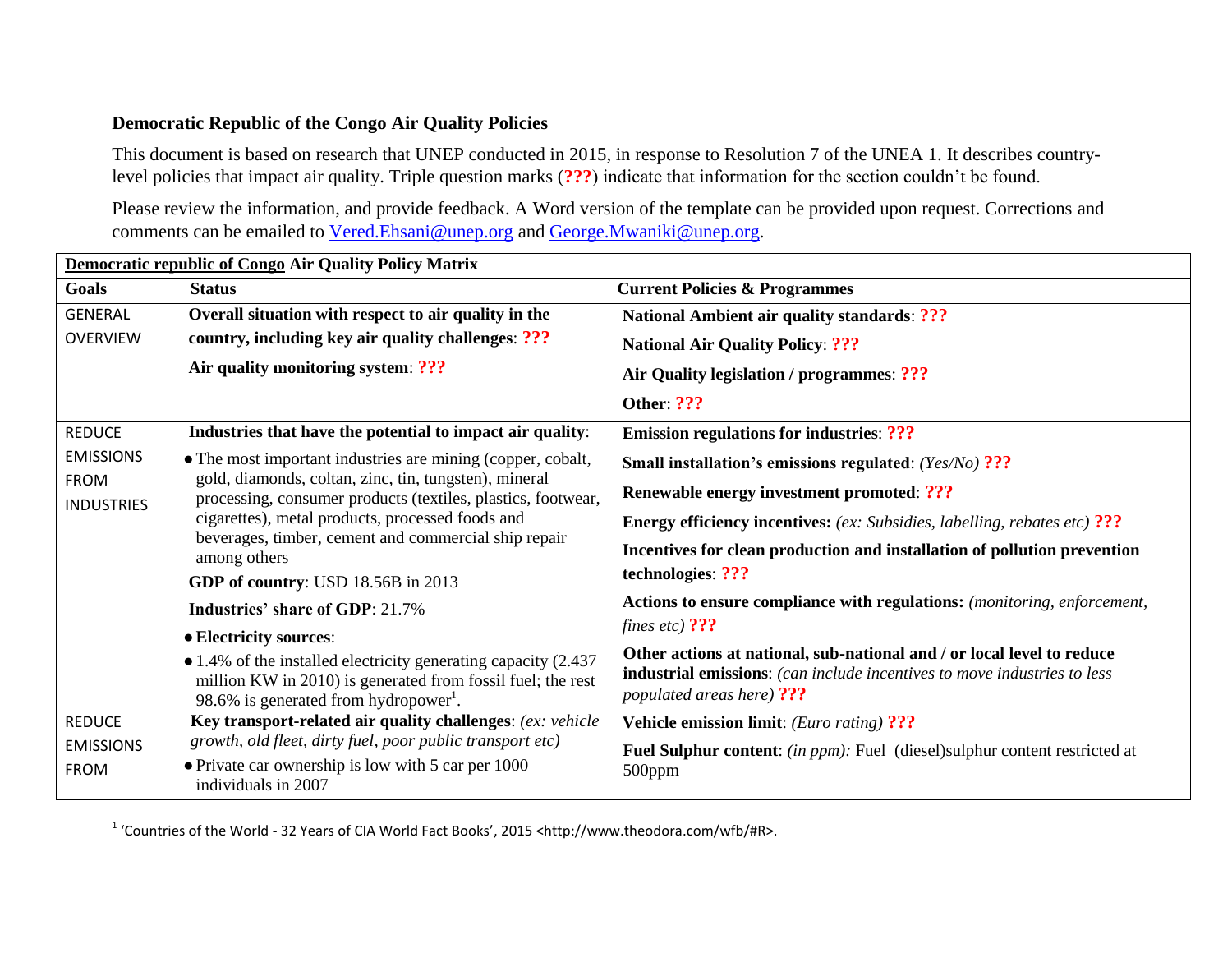### Democratic Republic of the Congo Air Quality Policies

This document is based on research that UNEP conducted in 2015, in response to Resolution 7 of the UNEA 1. It describes country-level policies that impact air quality. Triple question marks (**???**) indicate that information for the section couldn't be found.

Please review the information, and provide feedback. A Word version of the template can be provided upon request. Corrections and comments can be emailed to [Vered.Ehsani@unep.org](mailto:Vered.Ehsani@unep.org) and [George.Mwaniki@unep.org](mailto:George.Mwaniki@unep.org).

| **Democratic republic of Congo Air Quality Policy Matrix** | | |
|---|---|---|
| **Goals** | **Status** | **Current Policies & Programmes** |
| GENERAL OVERVIEW | **Overall situation with respect to air quality in the country, including key air quality challenges**: **???**<br><br>**Air quality monitoring system**: **???** | **National Ambient air quality standards**: **???**<br><br>**National Air Quality Policy**: **???**<br><br>**Air Quality legislation / programmes**: **???**<br><br>**Other**: **???** |
| REDUCE EMISSIONS FROM INDUSTRIES | **Industries that have the potential to impact air quality**:<br>• The most important industries are mining (copper, cobalt, gold, diamonds, coltan, zinc, tin, tungsten), mineral processing, consumer products (textiles, plastics, footwear, cigarettes), metal products, processed foods and beverages, timber, cement and commercial ship repair among others<br><br>**GDP of country**: USD 18.56B in 2013<br><br>**Industries' share of GDP**: 21.7%<br><br>• **Electricity sources**:<br>• 1.4% of the installed electricity generating capacity (2.437 million KW in 2010) is generated from fossil fuel; the rest 98.6% is generated from hydropower[1]. | **Emission regulations for industries**: **???**<br><br>**Small installation's emissions regulated**: *(Yes/No)* **???**<br><br>**Renewable energy investment promoted**: **???**<br><br>**Energy efficiency incentives:** *(ex: Subsidies, labelling, rebates etc)* **???**<br><br>**Incentives for clean production and installation of pollution prevention technologies**: **???**<br><br>**Actions to ensure compliance with regulations:** *(monitoring, enforcement, fines etc)* **???**<br><br>**Other actions at national, sub-national and / or local level to reduce industrial emissions**: *(can include incentives to move industries to less populated areas here)* **???** |
| REDUCE EMISSIONS FROM | **Key transport-related air quality challenges**: *(ex: vehicle growth, old fleet, dirty fuel, poor public transport etc)*<br>• Private car ownership is low with 5 car per 1000 individuals in 2007 | **Vehicle emission limit**: *(Euro rating)* **???**<br><br>**Fuel Sulphur content**: *(in ppm):* Fuel (diesel)sulphur content restricted at 500ppm |

[1] 'Countries of the World - 32 Years of CIA World Fact Books', 2015 <http://www.theodora.com/wfb/#R>.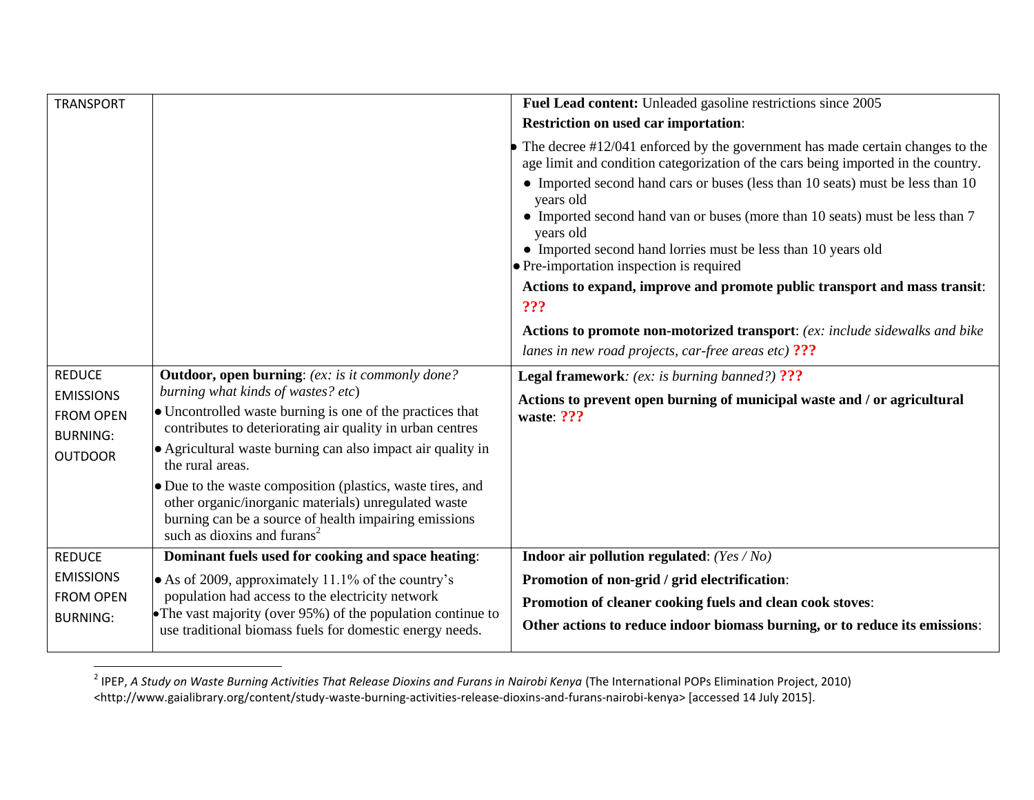| | | |
|---|---|---|
| TRANSPORT | | **Fuel Lead content:** Unleaded gasoline restrictions since 2005<br>**Restriction on used car importation**:<br>• The decree #12/041 enforced by the government has made certain changes to the age limit and condition categorization of the cars being imported in the country.<br>• Imported second hand cars or buses (less than 10 seats) must be less than 10 years old<br>• Imported second hand van or buses (more than 10 seats) must be less than 7 years old<br>• Imported second hand lorries must be less than 10 years old<br>• Pre-importation inspection is required<br>**Actions to expand, improve and promote public transport and mass transit**: **???**<br>**Actions to promote non-motorized transport**: *(ex: include sidewalks and bike lanes in new road projects, car-free areas etc)* **???** |
| REDUCE EMISSIONS FROM OPEN BURNING: OUTDOOR | **Outdoor, open burning**: *(ex: is it commonly done? burning what kinds of wastes? etc)*<br>• Uncontrolled waste burning is one of the practices that contributes to deteriorating air quality in urban centres<br>• Agricultural waste burning can also impact air quality in the rural areas.<br>• Due to the waste composition (plastics, waste tires, and other organic/inorganic materials) unregulated waste burning can be a source of health impairing emissions such as dioxins and furans[2] | **Legal framework**: *(ex: is burning banned?)* **???**<br>**Actions to prevent open burning of municipal waste and / or agricultural waste**: **???** |
| REDUCE EMISSIONS FROM OPEN BURNING: | **Dominant fuels used for cooking and space heating**:<br>• As of 2009, approximately 11.1% of the country's population had access to the electricity network<br>• The vast majority (over 95%) of the population continue to use traditional biomass fuels for domestic energy needs. | **Indoor air pollution regulated**: *(Yes / No)*<br>**Promotion of non-grid / grid electrification**:<br>**Promotion of cleaner cooking fuels and clean cook stoves**:<br>**Other actions to reduce indoor biomass burning, or to reduce its emissions**: |

[2] IPEP, *A Study on Waste Burning Activities That Release Dioxins and Furans in Nairobi Kenya* (The International POPs Elimination Project, 2010) <http://www.gaialibrary.org/content/study-waste-burning-activities-release-dioxins-and-furans-nairobi-kenya> [accessed 14 July 2015].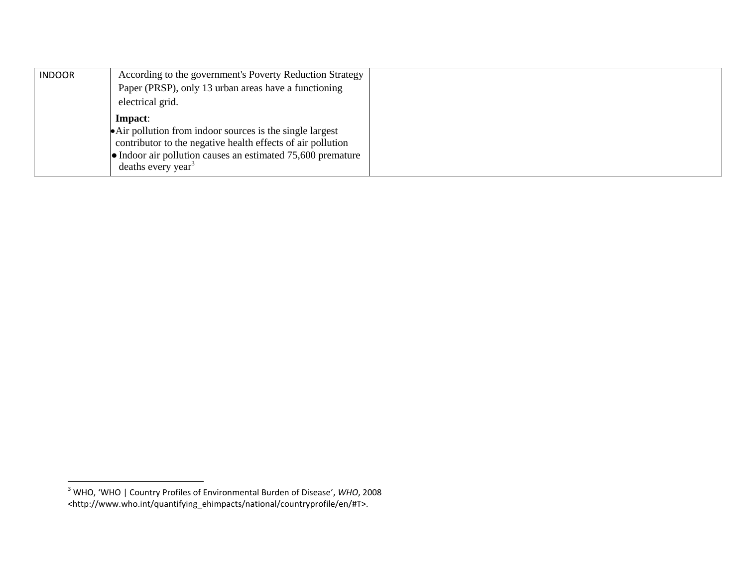| | | |
|---|---|---|
| INDOOR | According to the government's Poverty Reduction Strategy Paper (PRSP), only 13 urban areas have a functioning electrical grid.<br><br>**Impact**:<br>• Air pollution from indoor sources is the single largest contributor to the negative health effects of air pollution<br>• Indoor air pollution causes an estimated 75,600 premature deaths every year[3] | |

[3] WHO, 'WHO | Country Profiles of Environmental Burden of Disease', *WHO*, 2008 <http://www.who.int/quantifying_ehimpacts/national/countryprofile/en/#T>.